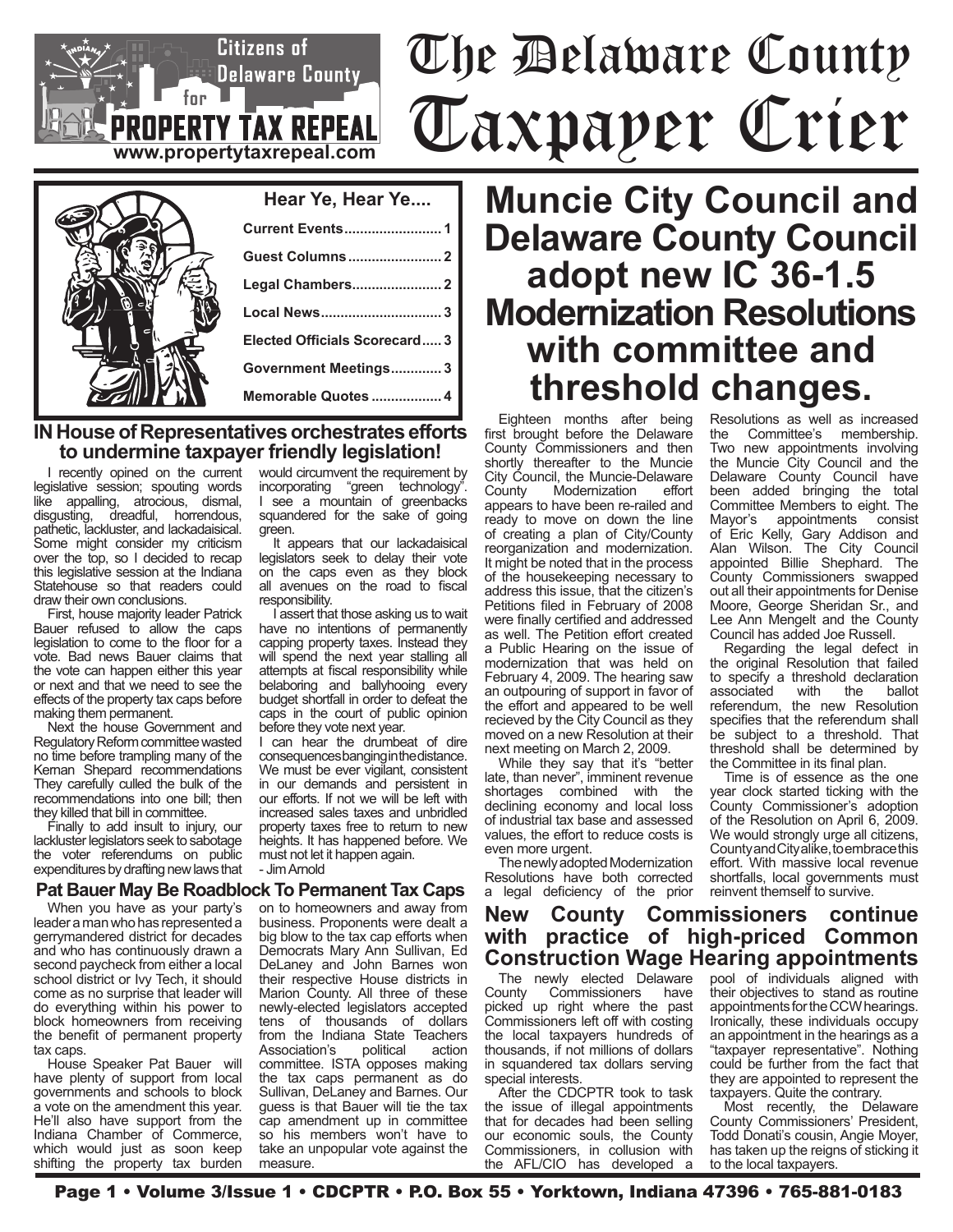Citizens of Delaware County for PROPERTY TAX REPEAL
www.propertytaxrepeal.com

# The Delaware County Taxpayer Crier

**Hear Ye, Hear Ye....**

- Current Events........................ 1
- Guest Columns........................ 2
- Legal Chambers....................... 2
- Local News.............................. 3
- Elected Officials Scorecard..... 3
- Government Meetings............ 3
- Memorable Quotes ................. 4

## IN House of Representatives orchestrates efforts to undermine taxpayer friendly legislation!

I recently opined on the current legislative session; spouting words like appalling, atrocious, dismal, disgusting, dreadful, horrendous, pathetic, lackluster, and lackadaisical. Some might consider my criticism over the top, so I decided to recap this legislative session at the Indiana Statehouse so that readers could draw their own conclusions.

First, house majority leader Patrick Bauer refused to allow the caps legislation to come to the floor for a vote. Bad news Bauer claims that the vote can happen either this year or next and that we need to see the effects of the property tax caps before making them permanent.

Next the house Government and Regulatory Reform committee wasted no time before trampling many of the Kernan Shepard recommendations They carefully culled the bulk of the recommendations into one bill; then they killed that bill in committee.

Finally to add insult to injury, our lackluster legislators seek to sabotage the voter referendums on public expenditures by drafting new laws that would circumvent the requirement by incorporating "green technology". I see a mountain of greenbacks squandered for the sake of going green.

It appears that our lackadaisical legislators seek to delay their vote on the caps even as they block all avenues on the road to fiscal responsibility.

I assert that those asking us to wait have no intentions of permanently capping property taxes. Instead they will spend the next year stalling all attempts at fiscal responsibility while belaboring and ballyhooing every budget shortfall in order to defeat the caps in the court of public opinion before they vote next year.

I can hear the drumbeat of dire consequences banging in the distance. We must be ever vigilant, consistent in our demands and persistent in our efforts. If not we will be left with increased sales taxes and unbridled property taxes free to return to new heights. It has happened before. We must not let it happen again.

- Jim Arnold

## Pat Bauer May Be Roadblock To Permanent Tax Caps

When you have as your party's leader a man who has represented a gerrymandered district for decades and who has continuously drawn a second paycheck from either a local school district or Ivy Tech, it should come as no surprise that leader will do everything within his power to block homeowners from receiving the benefit of permanent property tax caps.

House Speaker Pat Bauer will have plenty of support from local governments and schools to block a vote on the amendment this year. He'll also have support from the Indiana Chamber of Commerce, which would just as soon keep shifting the property tax burden on to homeowners and away from business. Proponents were dealt a big blow to the tax cap efforts when Democrats Mary Ann Sullivan, Ed DeLaney and John Barnes won their respective House districts in Marion County. All three of these newly-elected legislators accepted tens of thousands of dollars from the Indiana State Teachers Association's political action committee. ISTA opposes making the tax caps permanent as do Sullivan, DeLaney and Barnes. Our guess is that Bauer will tie the tax cap amendment up in committee so his members won't have to take an unpopular vote against the measure.

## Muncie City Council and Delaware County Council adopt new IC 36-1.5 Modernization Resolutions with committee and threshold changes.

Eighteen months after being first brought before the Delaware County Commissioners and then shortly thereafter to the Muncie City Council, the Muncie-Delaware County Modernization effort appears to have been re-railed and ready to move on down the line of creating a plan of City/County reorganization and modernization. It might be noted that in the process of the housekeeping necessary to address this issue, that the citizen's Petitions filed in February of 2008 were finally certified and addressed as well. The Petition effort created a Public Hearing on the issue of modernization that was held on February 4, 2009. The hearing saw an outpouring of support in favor of the effort and appeared to be well recieved by the City Council as they moved on a new Resolution at their next meeting on March 2, 2009.

While they say that it's "better late, than never", imminent revenue shortages combined with the declining economy and local loss of industrial tax base and assessed values, the effort to reduce costs is even more urgent.

The newly adopted Modernization Resolutions have both corrected a legal deficiency of the prior Resolutions as well as increased the Committee's membership. Two new appointments involving the Muncie City Council and the Delaware County Council have been added bringing the total Committee Members to eight. The Mayor's appointments consist of Eric Kelly, Gary Addison and Alan Wilson. The City Council appointed Billie Shephard. The County Commissioners swapped out all their appointments for Denise Moore, George Sheridan Sr., and Lee Ann Mengelt and the County Council has added Joe Russell.

Regarding the legal defect in the original Resolution that failed to specify a threshold declaration associated with the ballot referendum, the new Resolution specifies that the referendum shall be subject to a threshold. That threshold shall be determined by the Committee in its final plan.

Time is of essence as the one year clock started ticking with the County Commissioner's adoption of the Resolution on April 6, 2009. We would strongly urge all citizens, County and City alike, to embrace this effort. With massive local revenue shortfalls, local governments must reinvent themself to survive.

## New County Commissioners continue with practice of high-priced Common Construction Wage Hearing appointments

The newly elected Delaware County Commissioners have picked up right where the past Commissioners left off with costing the local taxpayers hundreds of thousands, if not millions of dollars in squandered tax dollars serving special interests.

After the CDCPTR took to task the issue of illegal appointments that for decades had been selling our economic souls, the County Commissioners, in collusion with the AFL/CIO has developed a pool of individuals aligned with their objectives to stand as routine appointments for the CCW hearings. Ironically, these individuals occupy an appointment in the hearings as a "taxpayer representative". Nothing could be further from the fact that they are appointed to represent the taxpayers. Quite the contrary.

Most recently, the Delaware County Commissioners' President, Todd Donati's cousin, Angie Moyer, has taken up the reigns of sticking it to the local taxpayers.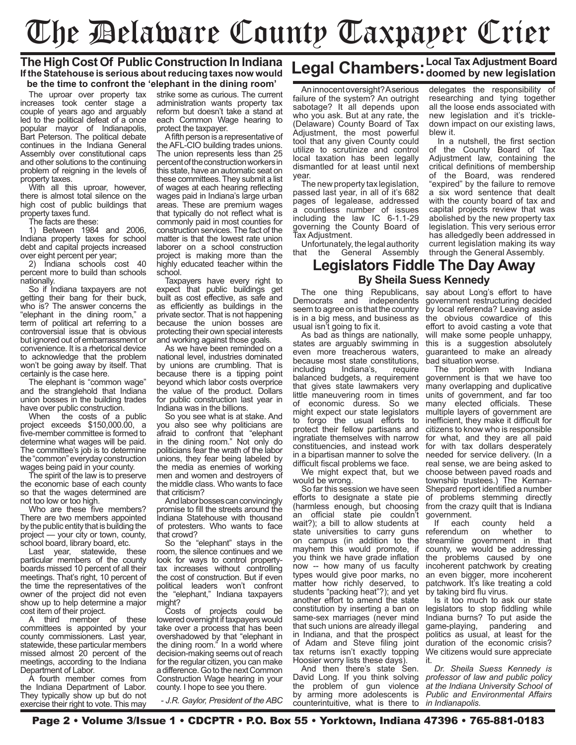# The Delaware County Taxpayer Crier

## The High Cost Of Public Construction In Indiana

### If the Statehouse is serious about reducing taxes now would be the time to confront the 'elephant in the dining room'

The uproar over property tax increases took center stage a couple of years ago and arguably led to the political defeat of a once popular mayor of Indianapolis, Bart Peterson. The political debate continues in the Indiana General Assembly over constitutional caps and other solutions to the continuing problem of reigning in the levels of property taxes.

With all this uproar, however, there is almost total silence on the high cost of public buildings that property taxes fund.

The facts are these:

1) Between 1984 and 2006, Indiana property taxes for school debt and capital projects increased over eight percent per year;

2) Indiana schools cost 40 percent more to build than schools nationally.

So if Indiana taxpayers are not getting their bang for their buck, who is? The answer concerns the "elephant in the dining room," a term of political art referring to a controversial issue that is obvious but ignored out of embarrassment or convenience. It is a rhetorical device to acknowledge that the problem won't be going away by itself. That certainly is the case here.

The elephant is "common wage" and the stranglehold that Indiana union bosses in the building trades have over public construction.

When the costs of a public project exceeds $150,000.00, a five-member committee is formed to determine what wages will be paid. The committee's job is to determine the "common" everyday construction wages being paid in your county.

The spirit of the law is to preserve the economic base of each county so that the wages determined are not too low or too high.

Who are these five members? There are two members appointed by the public entity that is building the project — your city or town, county, school board, library board, etc.

Last year, statewide, these particular members of the county boards missed 10 percent of all their meetings. That's right, 10 percent of the time the representatives of the owner of the project did not even show up to help determine a major cost item of their project.

A third member of these committees is appointed by your county commissioners. Last year, statewide, these particular members missed almost 20 percent of the meetings, according to the Indiana Department of Labor.

A fourth member comes from the Indiana Department of Labor. They typically show up but do not exercise their right to vote. This may strike some as curious. The current administration wants property tax reform but doesn't take a stand at each Common Wage hearing to protect the taxpayer.

A fifth person is a representative of the AFL-CIO building trades unions. The union represents less than 25 percent of the construction workers in this state, have an automatic seat on these committees. They submit a list of wages at each hearing reflecting wages paid in Indiana's large urban areas. These are premium wages that typically do not reflect what is commonly paid in most counties for construction services. The fact of the matter is that the lowest rate union laborer on a school construction project is making more than the highly educated teacher within the school.

Taxpayers have every right to expect that public buildings get built as cost effective, as safe and as efficiently as buildings in the private sector. That is not happening because the union bosses are protecting their own special interests and working against those goals.

As we have been reminded on a national level, industries dominated by unions are crumbling. That is because there is a tipping point beyond which labor costs overprice the value of the product. Dollars for public construction last year in Indiana was in the billions.

So you see what is at stake. And you also see why politicians are afraid to confront that "elephant in the dining room." Not only do politicians fear the wrath of the labor unions, they fear being labeled by the media as enemies of working men and women and destroyers of the middle class. Who wants to face that criticism?

And labor bosses can convincingly promise to fill the streets around the Indiana Statehouse with thousand of protesters. Who wants to face that crowd?

So the "elephant" stays in the room, the silence continues and we look for ways to control property-tax increases without controlling the cost of construction. But if even political leaders won't confront the "elephant," Indiana taxpayers might?

Costs of projects could be lowered overnight if taxpayers would take over a process that has been overshadowed by that "elephant in the dining room." In a world where decision-making seems out of reach for the regular citizen, you can make a difference. Go to the next Common Construction Wage hearing in your county. I hope to see you there.

*- J.R. Gaylor, President of the ABC*

## Legal Chambers: Local Tax Adjustment Board doomed by new legislation

An innocent oversight? A serious failure of the system? An outright sabotage? It all depends upon who you ask. But at any rate, the (Delaware) County Board of Tax Adjustment, the most powerful tool that any given County could utilize to scrutinize and control local taxation has been legally dismantled for at least until next year.

The new property tax legislation, passed last year, in all of it's 682 pages of legalease, addressed a countless number of issues including the law IC 6-1.1-29 governing the County Board of Tax Adjustment.

Unfortunately, the legal authority that the General Assembly delegates the responsibility of researching and tying together all the loose ends associated with new legislation and it's trickle-down impact on our existing laws, blew it.

In a nutshell, the first section of the County Board of Tax Adjustment law, containing the critical definitions of membership of the Board, was rendered "expired" by the failure to remove a six word sentence that dealt with the county board of tax and capital projects review that was abolished by the new property tax legislation. This very serious error has alledgedly been addressed in current legislation making its way through the General Assembly.

## Legislators Fiddle The Day Away

### By Sheila Suess Kennedy

The one thing Republicans, Democrats and independents seem to agree on is that the country is in a big mess, and business as usual isn't going to fix it.

As bad as things are nationally, states are arguably swimming in even more treacherous waters, because most state constitutions, including Indiana's, require balanced budgets, a requirement that gives state lawmakers very little maneuvering room in times of economic duress. So we might expect our state legislators to forgo the usual efforts to protect their fellow partisans and ingratiate themselves with narrow constituencies, and instead work in a bipartisan manner to solve the difficult fiscal problems we face.

We might expect that, but we would be wrong.

So far this session we have seen efforts to designate a state pie (harmless enough, but choosing an official state pie couldn't wait?); a bill to allow students at state universities to carry guns on campus (in addition to the mayhem this would promote, if you think we have grade inflation now -- how many of us faculty types would give poor marks, no matter how richly deserved, to students "packing heat"?); and yet another effort to amend the state constitution by inserting a ban on same-sex marriages (never mind that such unions are already illegal in Indiana, and that the prospect of Adam and Steve filing joint tax returns isn't exactly topping Hoosier worry lists these days).

And then there's state Sen. David Long. If you think solving the problem of gun violence by arming more adolescents is counterintuitive, what is there to say about Long's effort to have government restructuring decided by local referenda? Leaving aside the obvious cowardice of this effort to avoid casting a vote that will make some people unhappy, this is a suggestion absolutely guaranteed to make an already bad situation worse.

The problem with Indiana government is that we have too many overlapping and duplicative units of government, and far too many elected officials. These multiple layers of government are inefficient, they make it difficult for citizens to know who is responsible for what, and they are all paid for with tax dollars desperately needed for service delivery. (In a real sense, we are being asked to choose between paved roads and township trustees.) The Kernan-Shepard report identified a number of problems stemming directly from the crazy quilt that is Indiana government.

If each county held a referendum on whether to streamline government in that county, we would be addressing the problems caused by one incoherent patchwork by creating an even bigger, more incoherent patchwork. It's like treating a cold by taking bird flu virus.

Is it too much to ask our state legislators to stop fiddling while Indiana burns? To put aside the game-playing, pandering and politics as usual, at least for the duration of the economic crisis? We citizens would sure appreciate it.

*Dr. Sheila Suess Kennedy is professor of law and public policy at the Indiana University School of Public and Environmental Affairs in Indianapolis.*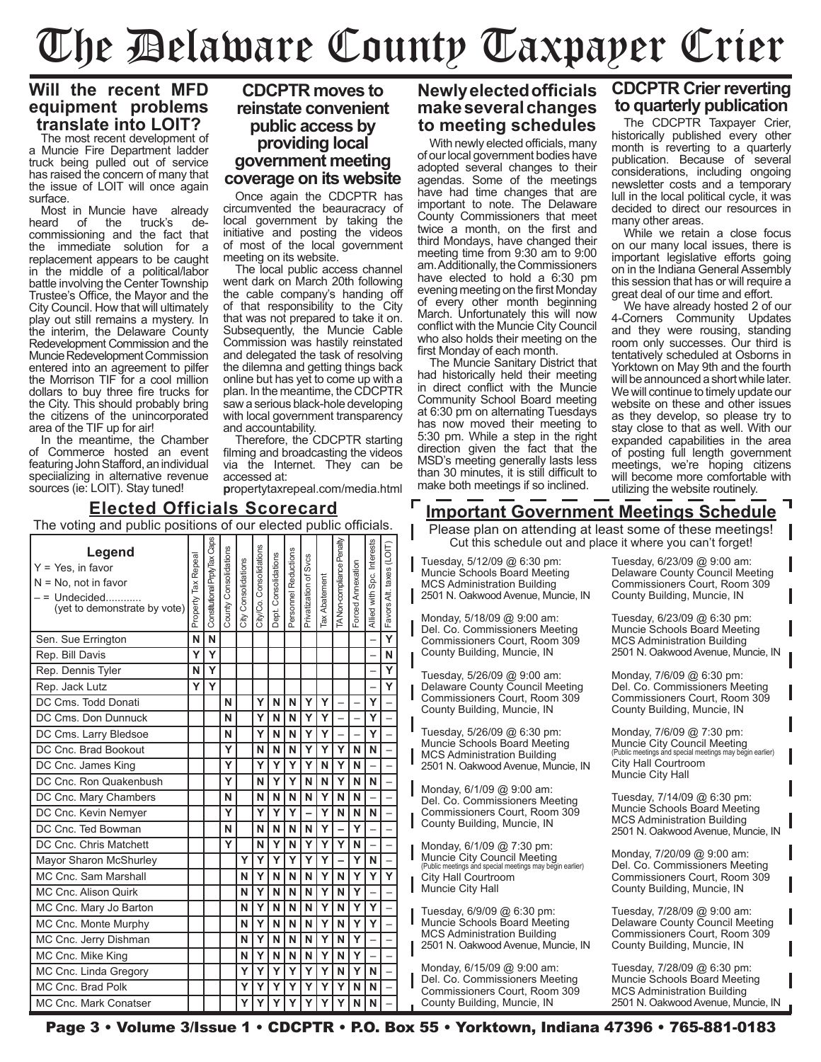# The Delaware County Taxpayer Crier

## Will the recent MFD equipment problems translate into LOIT?

The most recent development of a Muncie Fire Department ladder truck being pulled out of service has raised the concern of many that the issue of LOIT will once again surface.

Most in Muncie have already heard of the truck's de-commissioning and the fact that the immediate solution for a replacement appears to be caught in the middle of a political/labor battle involving the Center Township Trustee's Office, the Mayor and the City Council. How that will ultimately play out still remains a mystery. In the interim, the Delaware County Redevelopment Commission and the Muncie Redevelopment Commission entered into an agreement to pilfer the Morrison TIF for a cool million dollars to buy three fire trucks for the City. This should probably bring the citizens of the unincorporated area of the TIF up for air!

In the meantime, the Chamber of Commerce hosted an event featuring John Stafford, an individual speciializing in alternative revenue sources (ie: LOIT). Stay tuned!

## CDCPTR moves to reinstate convenient public access by providing local government meeting coverage on its website

Once again the CDCPTR has circumvented the beauracracy of local government by taking the initiative and posting the videos of most of the local government meeting on its website.

The local public access channel went dark on March 20th following the cable company's handing off of that responsibility to the City that was not prepared to take it on. Subsequently, the Muncie Cable Commission was hastily reinstated and delegated the task of resolving the dilemna and getting things back online but has yet to come up with a plan. In the meantime, the CDCPTR saw a serious black-hole developing with local government transparency and accountability.

Therefore, the CDCPTR starting filming and broadcasting the videos via the Internet. They can be accessed at:

**p**ropertytaxrepeal.com/media.html

## Newly elected officials make several changes to meeting schedules

With newly elected officials, many of our local government bodies have adopted several changes to their agendas. Some of the meetings have had time changes that are important to note. The Delaware County Commissioners that meet twice a month, on the first and third Mondays, have changed their meeting time from 9:30 am to 9:00 am. Additionally, the Commissioners have elected to hold a 6:30 pm evening meeting on the first Monday of every other month beginning March. Unfortunately this will now conflict with the Muncie City Council who also holds their meeting on the first Monday of each month.

The Muncie Sanitary District that had historically held their meeting in direct conflict with the Muncie Community School Board meeting at 6:30 pm on alternating Tuesdays has now moved their meeting to 5:30 pm. While a step in the right direction given the fact that the MSD's meeting generally lasts less than 30 minutes, it is still difficult to make both meetings if so inclined.

## CDCPTR Crier reverting to quarterly publication

The CDCPTR Taxpayer Crier, historically published every other month is reverting to a quarterly publication. Because of several considerations, including ongoing newsletter costs and a temporary lull in the local political cycle, it was decided to direct our resources in many other areas.

While we retain a close focus on our many local issues, there is important legislative efforts going on in the Indiana General Assembly this session that has or will require a great deal of our time and effort.

We have already hosted 2 of our 4-Corners Community Updates and they were rousing, standing room only successes. Our third is tentatively scheduled at Osborns in Yorktown on May 9th and the fourth will be announced a short while later. We will continue to timely update our website on these and other issues as they develop, so please try to stay close to that as well. With our expanded capabilities in the area of posting full length government meetings, we're hoping citizens will become more comfortable with utilizing the website routinely.

## Elected Officials Scorecard

The voting and public positions of our elected public officials.

**Legend**
Y = Yes, in favor
N = No, not in favor
– = Undecided............ (yet to demonstrate by vote)

| | Property Tax Repeal | Constitutional Prpty Tax Caps | County Consolidations | City Consolidations | City/Co. Consolidations | Dept. Consolidations | Personnel Reductions | Privatization of Svcs | Tax Abatement | TA Non-compliance Penalty | Forced Annexation | Allied with Spc. Interests | Favors Alt. taxes (LOIT) |
|---|---|---|---|---|---|---|---|---|---|---|---|---|---|
| Sen. Sue Errington | N | N | | | | | | | | | | – | Y |
| Rep. Bill Davis | Y | Y | | | | | | | | | | – | N |
| Rep. Dennis Tyler | N | Y | | | | | | | | | | – | Y |
| Rep. Jack Lutz | Y | Y | | | | | | | | | | – | Y |
| DC Cms. Todd Donati | | | N | | Y | N | N | Y | Y | – | – | Y | – |
| DC Cms. Don Dunnuck | | | N | | Y | N | N | Y | Y | – | – | Y | – |
| DC Cms. Larry Bledsoe | | | N | | Y | N | N | Y | Y | – | – | Y | – |
| DC Cnc. Brad Bookout | | | Y | | N | N | N | Y | Y | Y | N | N | – |
| DC Cnc. James King | | | Y | | Y | Y | Y | Y | N | Y | N | – | – |
| DC Cnc. Ron Quakenbush | | | Y | | N | Y | Y | N | N | Y | N | N | – |
| DC Cnc. Mary Chambers | | | N | | N | N | N | N | Y | N | N | – | – |
| DC Cnc. Kevin Nemyer | | | Y | | Y | Y | Y | – | Y | N | N | N | – |
| DC Cnc. Ted Bowman | | | N | | N | N | N | N | Y | – | Y | – | – |
| DC Cnc. Chris Matchett | | | Y | | N | Y | N | Y | Y | Y | N | – | – |
| Mayor Sharon McShurley | | | | Y | Y | Y | Y | Y | Y | – | Y | N | – |
| MC Cnc. Sam Marshall | | | | N | Y | N | N | N | Y | N | Y | Y | Y |
| MC Cnc. Alison Quirk | | | | N | Y | N | N | N | Y | N | Y | – | – |
| MC Cnc. Mary Jo Barton | | | | N | Y | N | N | N | Y | N | Y | Y | – |
| MC Cnc. Monte Murphy | | | | N | Y | N | N | N | Y | N | Y | Y | – |
| MC Cnc. Jerry Dishman | | | | N | Y | N | N | N | Y | N | Y | – | – |
| MC Cnc. Mike King | | | | N | Y | N | N | N | Y | N | Y | – | – |
| MC Cnc. Linda Gregory | | | | Y | Y | Y | Y | Y | Y | N | Y | N | – |
| MC Cnc. Brad Polk | | | | Y | Y | Y | Y | Y | Y | Y | N | N | – |
| MC Cnc. Mark Conatser | | | | Y | Y | Y | Y | Y | Y | Y | N | N | – |

## Important Government Meetings Schedule

Please plan on attending at least some of these meetings!
Cut this schedule out and place it where you can't forget!

Tuesday, 5/12/09 @ 6:30 pm:
Muncie Schools Board Meeting
MCS Administration Building
2501 N. Oakwood Avenue, Muncie, IN

Monday, 5/18/09 @ 9:00 am:
Del. Co. Commissioners Meeting
Commissioners Court, Room 309
County Building, Muncie, IN

Tuesday, 5/26/09 @ 9:00 am:
Delaware County Council Meeting
Commissioners Court, Room 309
County Building, Muncie, IN

Tuesday, 5/26/09 @ 6:30 pm:
Muncie Schools Board Meeting
MCS Administration Building
2501 N. Oakwood Avenue, Muncie, IN

Monday, 6/1/09 @ 9:00 am:
Del. Co. Commissioners Meeting
Commissioners Court, Room 309
County Building, Muncie, IN

Monday, 6/1/09 @ 7:30 pm:
Muncie City Council Meeting
(Public meetings and special meetings may begin earlier)
City Hall Courtroom
Muncie City Hall

Tuesday, 6/9/09 @ 6:30 pm:
Muncie Schools Board Meeting
MCS Administration Building
2501 N. Oakwood Avenue, Muncie, IN

Monday, 6/15/09 @ 9:00 am:
Del. Co. Commissioners Meeting
Commissioners Court, Room 309
County Building, Muncie, IN

Tuesday, 6/23/09 @ 9:00 am:
Delaware County Council Meeting
Commissioners Court, Room 309
County Building, Muncie, IN

Tuesday, 6/23/09 @ 6:30 pm:
Muncie Schools Board Meeting
MCS Administration Building
2501 N. Oakwood Avenue, Muncie, IN

Monday, 7/6/09 @ 6:30 pm:
Del. Co. Commissioners Meeting
Commissioners Court, Room 309
County Building, Muncie, IN

Monday, 7/6/09 @ 7:30 pm:
Muncie City Council Meeting
(Public meetings and special meetings may begin earlier)
City Hall Courtroom
Muncie City Hall

Tuesday, 7/14/09 @ 6:30 pm:
Muncie Schools Board Meeting
MCS Administration Building
2501 N. Oakwood Avenue, Muncie, IN

Monday, 7/20/09 @ 9:00 am:
Del. Co. Commissioners Meeting
Commissioners Court, Room 309
County Building, Muncie, IN

Tuesday, 7/28/09 @ 9:00 am:
Delaware County Council Meeting
Commissioners Court, Room 309
County Building, Muncie, IN

Tuesday, 7/28/09 @ 6:30 pm:
Muncie Schools Board Meeting
MCS Administration Building
2501 N. Oakwood Avenue, Muncie, IN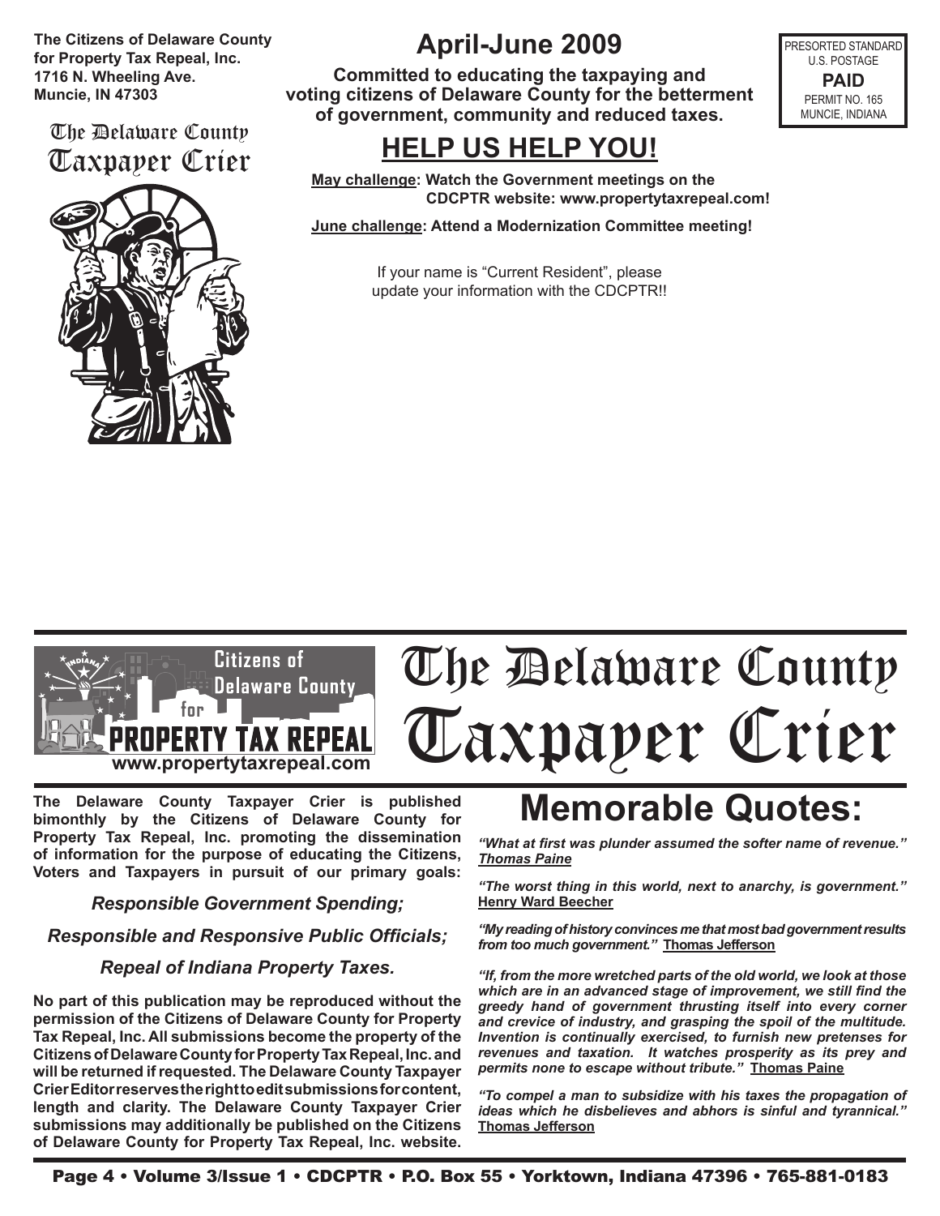**The Citizens of Delaware County for Property Tax Repeal, Inc.**
**1716 N. Wheeling Ave.**
**Muncie, IN 47303**

The Delaware County Taxpayer Crier

# April-June 2009

**Committed to educating the taxpaying and voting citizens of Delaware County for the betterment of government, community and reduced taxes.**

PRESORTED STANDARD
U.S. POSTAGE
**PAID**
PERMIT NO. 165
MUNCIE, INDIANA

## HELP US HELP YOU!

**May challenge: Watch the Government meetings on the CDCPTR website: www.propertytaxrepeal.com!**

**June challenge: Attend a Modernization Committee meeting!**

If your name is "Current Resident", please update your information with the CDCPTR!!

Citizens of Delaware County for PROPERTY TAX REPEAL
www.propertytaxrepeal.com

# The Delaware County Taxpayer Crier

**The Delaware County Taxpayer Crier is published bimonthly by the Citizens of Delaware County for Property Tax Repeal, Inc. promoting the dissemination of information for the purpose of educating the Citizens, Voters and Taxpayers in pursuit of our primary goals:**

***Responsible Government Spending;***

***Responsible and Responsive Public Officials;***

***Repeal of Indiana Property Taxes.***

**No part of this publication may be reproduced without the permission of the Citizens of Delaware County for Property Tax Repeal, Inc. All submissions become the property of the Citizens of Delaware County for Property Tax Repeal, Inc. and will be returned if requested. The Delaware County Taxpayer Crier Editor reserves the right to edit submissions for content, length and clarity. The Delaware County Taxpayer Crier submissions may additionally be published on the Citizens of Delaware County for Property Tax Repeal, Inc. website.**

# Memorable Quotes:

***"What at first was plunder assumed the softer name of revenue." Thomas Paine***

***"The worst thing in this world, next to anarchy, is government."*** **Henry Ward Beecher**

***"My reading of history convinces me that most bad government results from too much government."*** **Thomas Jefferson**

***"If, from the more wretched parts of the old world, we look at those which are in an advanced stage of improvement, we still find the greedy hand of government thrusting itself into every corner and crevice of industry, and grasping the spoil of the multitude. Invention is continually exercised, to furnish new pretenses for revenues and taxation. It watches prosperity as its prey and permits none to escape without tribute."*** **Thomas Paine**

***"To compel a man to subsidize with his taxes the propagation of ideas which he disbelieves and abhors is sinful and tyrannical."*** **Thomas Jefferson**

Page 4 • Volume 3/Issue 1 • CDCPTR • P.O. Box 55 • Yorktown, Indiana 47396 • 765-881-0183